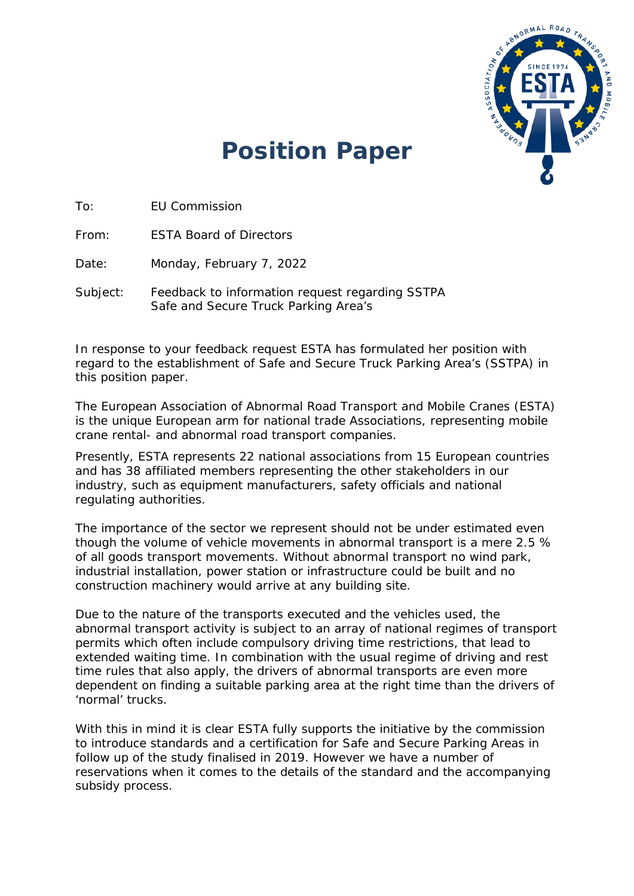# Position Paper

To: EU Commission

From: ESTA Board of Directors

Date: Monday, February 7, 2022

Subject: Feedback to information request regarding SSTPA Safe and Secure Truck Parking Area's

In response to your feedback request ESTA has formulated her position with regard to the establishment of Safe and Secure Truck Parking Area's (SSTPA) in this position paper.

The European Association of Abnormal Road Transport and Mobile Cranes (ESTA) is the unique European arm for national trade Associations, representing mobile crane rental- and abnormal road transport companies.

Presently, ESTA represents 22 national associations from 15 European countries and has 38 affiliated members representing the other stakeholders in our industry, such as equipment manufacturers, safety officials and national regulating authorities.

The importance of the sector we represent should not be under estimated even though the volume of vehicle movements in abnormal transport is a mere 2.5 % of all goods transport movements. Without abnormal transport no wind park, industrial installation, power station or infrastructure could be built and no construction machinery would arrive at any building site.

Due to the nature of the transports executed and the vehicles used, the abnormal transport activity is subject to an array of national regimes of transport permits which often include compulsory driving time restrictions, that lead to extended waiting time. In combination with the usual regime of driving and rest time rules that also apply, the drivers of abnormal transports are even more dependent on finding a suitable parking area at the right time than the drivers of 'normal' trucks.

With this in mind it is clear ESTA fully supports the initiative by the commission to introduce standards and a certification for Safe and Secure Parking Areas in follow up of the study finalised in 2019. However we have a number of reservations when it comes to the details of the standard and the accompanying subsidy process.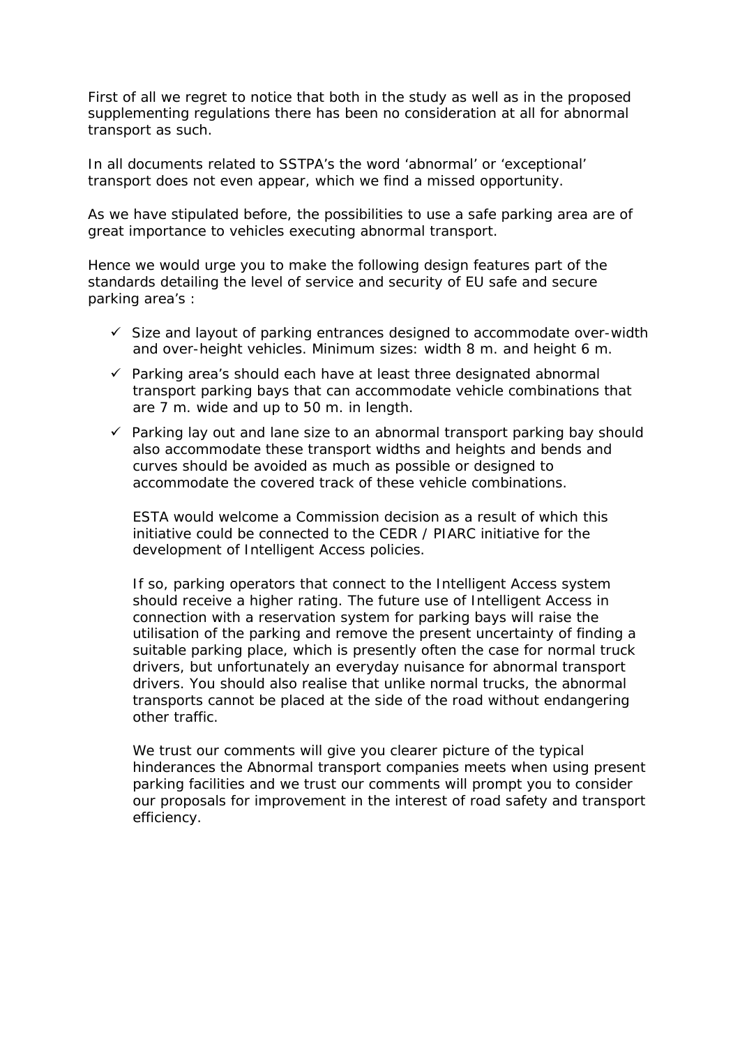First of all we regret to notice that both in the study as well as in the proposed supplementing regulations there has been no consideration at all for abnormal transport as such.

In all documents related to SSTPA's the word 'abnormal' or 'exceptional' transport does not even appear, which we find a missed opportunity.

As we have stipulated before, the possibilities to use a safe parking area are of great importance to vehicles executing abnormal transport.

Hence we would urge you to make the following design features part of the standards detailing the level of service and security of EU safe and secure parking area's :

- ✓ Size and layout of parking entrances designed to accommodate over-width and over-height vehicles. Minimum sizes: width 8 m. and height 6 m.
- ✓ Parking area's should each have at least three designated abnormal transport parking bays that can accommodate vehicle combinations that are 7 m. wide and up to 50 m. in length.
- ✓ Parking lay out and lane size to an abnormal transport parking bay should also accommodate these transport widths and heights and bends and curves should be avoided as much as possible or designed to accommodate the covered track of these vehicle combinations.

  ESTA would welcome a Commission decision as a result of which this initiative could be connected to the CEDR / PIARC initiative for the development of Intelligent Access policies.

  If so, parking operators that connect to the Intelligent Access system should receive a higher rating. The future use of Intelligent Access in connection with a reservation system for parking bays will raise the utilisation of the parking and remove the present uncertainty of finding a suitable parking place, which is presently often the case for normal truck drivers, but unfortunately an everyday nuisance for abnormal transport drivers. You should also realise that unlike normal trucks, the abnormal transports cannot be placed at the side of the road without endangering other traffic.

  We trust our comments will give you clearer picture of the typical hinderances the Abnormal transport companies meets when using present parking facilities and we trust our comments will prompt you to consider our proposals for improvement in the interest of road safety and transport efficiency.